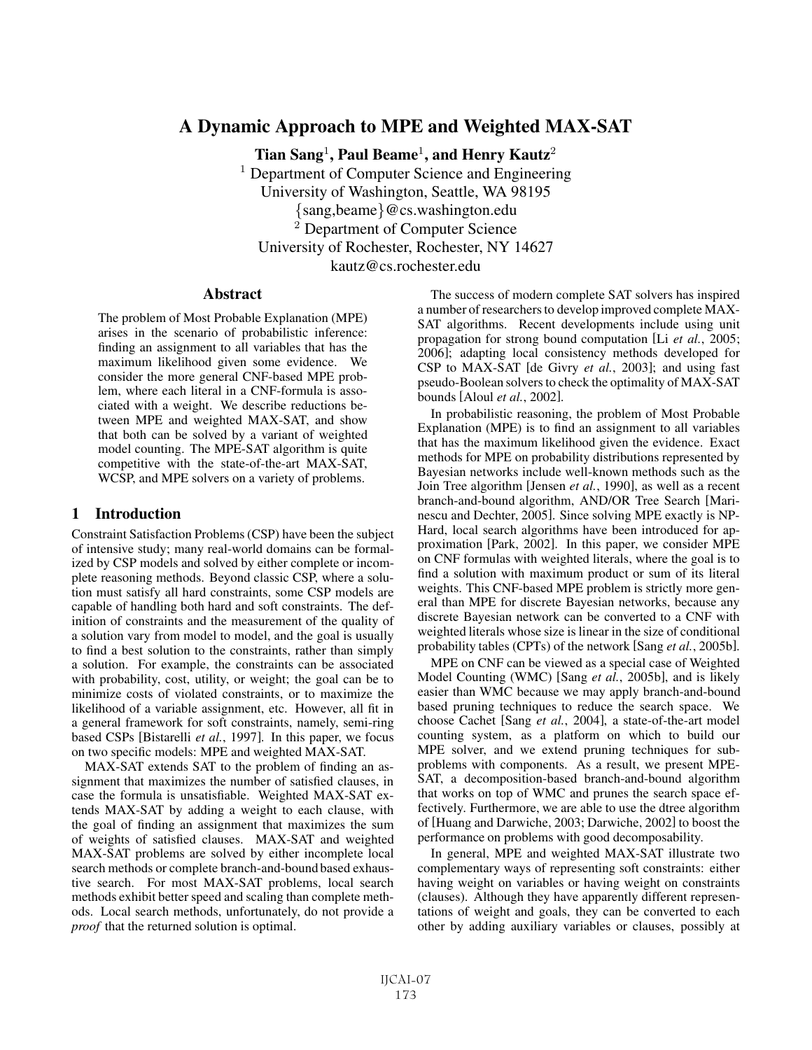# A Dynamic Approach to MPE and Weighted MAX-SAT

**Tian Sang[1], Paul Beame[1], and Henry Kautz[2]**

[1] Department of Computer Science and Engineering
University of Washington, Seattle, WA 98195
{sang,beame}@cs.washington.edu

[2] Department of Computer Science
University of Rochester, Rochester, NY 14627
kautz@cs.rochester.edu

## Abstract

The problem of Most Probable Explanation (MPE) arises in the scenario of probabilistic inference: finding an assignment to all variables that has the maximum likelihood given some evidence. We consider the more general CNF-based MPE problem, where each literal in a CNF-formula is associated with a weight. We describe reductions between MPE and weighted MAX-SAT, and show that both can be solved by a variant of weighted model counting. The MPE-SAT algorithm is quite competitive with the state-of-the-art MAX-SAT, WCSP, and MPE solvers on a variety of problems.

## 1 Introduction

Constraint Satisfaction Problems (CSP) have been the subject of intensive study; many real-world domains can be formalized by CSP models and solved by either complete or incomplete reasoning methods. Beyond classic CSP, where a solution must satisfy all hard constraints, some CSP models are capable of handling both hard and soft constraints. The definition of constraints and the measurement of the quality of a solution vary from model to model, and the goal is usually to find a best solution to the constraints, rather than simply a solution. For example, the constraints can be associated with probability, cost, utility, or weight; the goal can be to minimize costs of violated constraints, or to maximize the likelihood of a variable assignment, etc. However, all fit in a general framework for soft constraints, namely, semi-ring based CSPs [Bistarelli *et al.*, 1997]. In this paper, we focus on two specific models: MPE and weighted MAX-SAT.

MAX-SAT extends SAT to the problem of finding an assignment that maximizes the number of satisfied clauses, in case the formula is unsatisfiable. Weighted MAX-SAT extends MAX-SAT by adding a weight to each clause, with the goal of finding an assignment that maximizes the sum of weights of satisfied clauses. MAX-SAT and weighted MAX-SAT problems are solved by either incomplete local search methods or complete branch-and-bound based exhaustive search. For most MAX-SAT problems, local search methods exhibit better speed and scaling than complete methods. Local search methods, unfortunately, do not provide a *proof* that the returned solution is optimal.

The success of modern complete SAT solvers has inspired a number of researchers to develop improved complete MAX-SAT algorithms. Recent developments include using unit propagation for strong bound computation [Li *et al.*, 2005; 2006]; adapting local consistency methods developed for CSP to MAX-SAT [de Givry *et al.*, 2003]; and using fast pseudo-Boolean solvers to check the optimality of MAX-SAT bounds [Aloul *et al.*, 2002].

In probabilistic reasoning, the problem of Most Probable Explanation (MPE) is to find an assignment to all variables that has the maximum likelihood given the evidence. Exact methods for MPE on probability distributions represented by Bayesian networks include well-known methods such as the Join Tree algorithm [Jensen *et al.*, 1990], as well as a recent branch-and-bound algorithm, AND/OR Tree Search [Marinescu and Dechter, 2005]. Since solving MPE exactly is NP-Hard, local search algorithms have been introduced for approximation [Park, 2002]. In this paper, we consider MPE on CNF formulas with weighted literals, where the goal is to find a solution with maximum product or sum of its literal weights. This CNF-based MPE problem is strictly more general than MPE for discrete Bayesian networks, because any discrete Bayesian network can be converted to a CNF with weighted literals whose size is linear in the size of conditional probability tables (CPTs) of the network [Sang *et al.*, 2005b].

MPE on CNF can be viewed as a special case of Weighted Model Counting (WMC) [Sang *et al.*, 2005b], and is likely easier than WMC because we may apply branch-and-bound based pruning techniques to reduce the search space. We choose Cachet [Sang *et al.*, 2004], a state-of-the-art model counting system, as a platform on which to build our MPE solver, and we extend pruning techniques for subproblems with components. As a result, we present MPE-SAT, a decomposition-based branch-and-bound algorithm that works on top of WMC and prunes the search space effectively. Furthermore, we are able to use the dtree algorithm of [Huang and Darwiche, 2003; Darwiche, 2002] to boost the performance on problems with good decomposability.

In general, MPE and weighted MAX-SAT illustrate two complementary ways of representing soft constraints: either having weight on variables or having weight on constraints (clauses). Although they have apparently different representations of weight and goals, they can be converted to each other by adding auxiliary variables or clauses, possibly at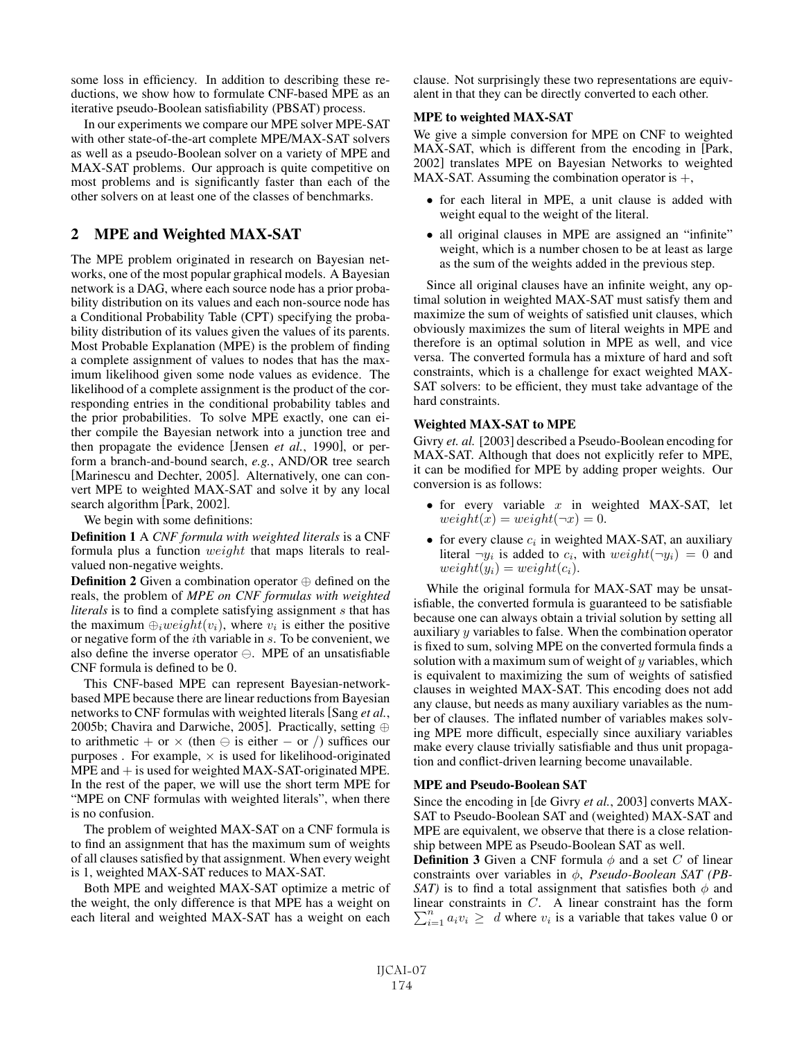some loss in efficiency. In addition to describing these reductions, we show how to formulate CNF-based MPE as an iterative pseudo-Boolean satisfiability (PBSAT) process.

In our experiments we compare our MPE solver MPE-SAT with other state-of-the-art complete MPE/MAX-SAT solvers as well as a pseudo-Boolean solver on a variety of MPE and MAX-SAT problems. Our approach is quite competitive on most problems and is significantly faster than each of the other solvers on at least one of the classes of benchmarks.

## 2 MPE and Weighted MAX-SAT

The MPE problem originated in research on Bayesian networks, one of the most popular graphical models. A Bayesian network is a DAG, where each source node has a prior probability distribution on its values and each non-source node has a Conditional Probability Table (CPT) specifying the probability distribution of its values given the values of its parents. Most Probable Explanation (MPE) is the problem of finding a complete assignment of values to nodes that has the maximum likelihood given some node values as evidence. The likelihood of a complete assignment is the product of the corresponding entries in the conditional probability tables and the prior probabilities. To solve MPE exactly, one can either compile the Bayesian network into a junction tree and then propagate the evidence [Jensen *et al.*, 1990], or perform a branch-and-bound search, *e.g.*, AND/OR tree search [Marinescu and Dechter, 2005]. Alternatively, one can convert MPE to weighted MAX-SAT and solve it by any local search algorithm [Park, 2002].

We begin with some definitions:

**Definition 1** A *CNF formula with weighted literals* is a CNF formula plus a function $weight$ that maps literals to real-valued non-negative weights.

**Definition 2** Given a combination operator $\oplus$ defined on the reals, the problem of *MPE on CNF formulas with weighted literals* is to find a complete satisfying assignment $s$ that has the maximum $\oplus_i weight(v_i)$, where $v_i$ is either the positive or negative form of the $i$th variable in $s$. To be convenient, we also define the inverse operator $\ominus$. MPE of an unsatisfiable CNF formula is defined to be 0.

This CNF-based MPE can represent Bayesian-network-based MPE because there are linear reductions from Bayesian networks to CNF formulas with weighted literals [Sang *et al.*, 2005b; Chavira and Darwiche, 2005]. Practically, setting $\oplus$ to arithmetic $+$ or $\times$ (then $\ominus$ is either $-$ or $/$) suffices our purposes . For example, $\times$ is used for likelihood-originated MPE and $+$ is used for weighted MAX-SAT-originated MPE. In the rest of the paper, we will use the short term MPE for "MPE on CNF formulas with weighted literals", when there is no confusion.

The problem of weighted MAX-SAT on a CNF formula is to find an assignment that has the maximum sum of weights of all clauses satisfied by that assignment. When every weight is 1, weighted MAX-SAT reduces to MAX-SAT.

Both MPE and weighted MAX-SAT optimize a metric of the weight, the only difference is that MPE has a weight on each literal and weighted MAX-SAT has a weight on each clause. Not surprisingly these two representations are equivalent in that they can be directly converted to each other.

### MPE to weighted MAX-SAT

We give a simple conversion for MPE on CNF to weighted MAX-SAT, which is different from the encoding in [Park, 2002] translates MPE on Bayesian Networks to weighted MAX-SAT. Assuming the combination operator is $+$,

- for each literal in MPE, a unit clause is added with weight equal to the weight of the literal.
- all original clauses in MPE are assigned an "infinite" weight, which is a number chosen to be at least as large as the sum of the weights added in the previous step.

Since all original clauses have an infinite weight, any optimal solution in weighted MAX-SAT must satisfy them and maximize the sum of weights of satisfied unit clauses, which obviously maximizes the sum of literal weights in MPE and therefore is an optimal solution in MPE as well, and vice versa. The converted formula has a mixture of hard and soft constraints, which is a challenge for exact weighted MAX-SAT solvers: to be efficient, they must take advantage of the hard constraints.

### Weighted MAX-SAT to MPE

Givry *et. al.* [2003] described a Pseudo-Boolean encoding for MAX-SAT. Although that does not explicitly refer to MPE, it can be modified for MPE by adding proper weights. Our conversion is as follows:

- for every variable $x$ in weighted MAX-SAT, let $weight(x) = weight(\neg x) = 0$.
- for every clause $c_i$ in weighted MAX-SAT, an auxiliary literal $\neg y_i$ is added to $c_i$, with $weight(\neg y_i) = 0$ and $weight(y_i) = weight(c_i)$.

While the original formula for MAX-SAT may be unsatisfiable, the converted formula is guaranteed to be satisfiable because one can always obtain a trivial solution by setting all auxiliary $y$ variables to false. When the combination operator is fixed to sum, solving MPE on the converted formula finds a solution with a maximum sum of weight of $y$ variables, which is equivalent to maximizing the sum of weights of satisfied clauses in weighted MAX-SAT. This encoding does not add any clause, but needs as many auxiliary variables as the number of clauses. The inflated number of variables makes solving MPE more difficult, especially since auxiliary variables make every clause trivially satisfiable and thus unit propagation and conflict-driven learning become unavailable.

### MPE and Pseudo-Boolean SAT

Since the encoding in [de Givry *et al.*, 2003] converts MAX-SAT to Pseudo-Boolean SAT and (weighted) MAX-SAT and MPE are equivalent, we observe that there is a close relationship between MPE as Pseudo-Boolean SAT as well.

**Definition 3** Given a CNF formula $\phi$ and a set $C$ of linear constraints over variables in $\phi$, *Pseudo-Boolean SAT (PB-SAT)* is to find a total assignment that satisfies both $\phi$ and linear constraints in $C$. A linear constraint has the form $\sum_{i=1}^{n} a_i v_i \geq d$ where $v_i$ is a variable that takes value 0 or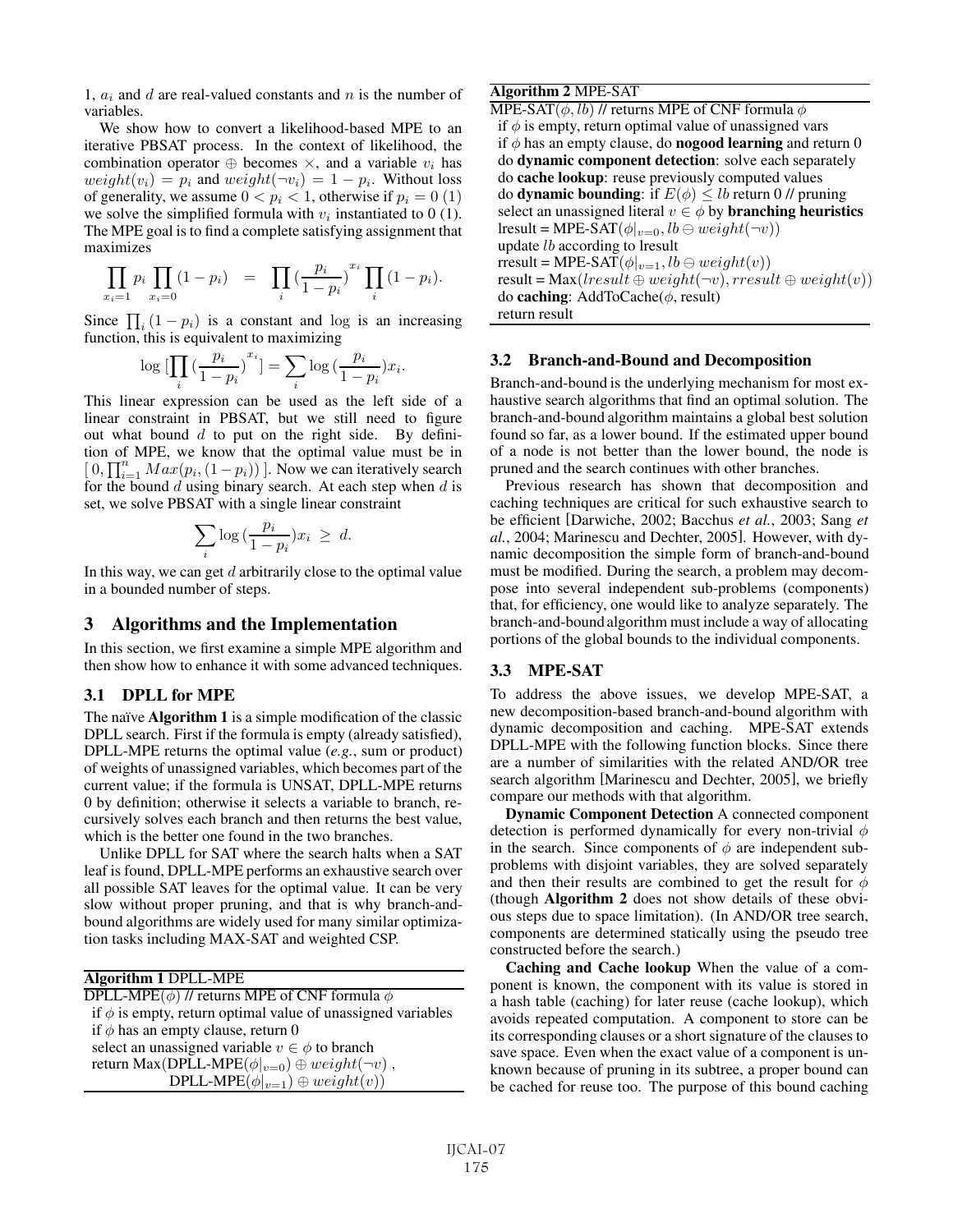1, $a_i$ and $d$ are real-valued constants and $n$ is the number of variables.

We show how to convert a likelihood-based MPE to an iterative PBSAT process. In the context of likelihood, the combination operator $\oplus$ becomes $\times$, and a variable $v_i$ has $weight(v_i) = p_i$ and $weight(\neg v_i) = 1 - p_i$. Without loss of generality, we assume $0 < p_i < 1$, otherwise if $p_i = 0$ (1) we solve the simplified formula with $v_i$ instantiated to 0 (1). The MPE goal is to find a complete satisfying assignment that maximizes

$$\prod_{x_i=1} p_i \prod_{x_i=0} (1 - p_i) \quad = \quad \prod_i (\frac{p_i}{1-p_i})^{x_i} \prod_i (1 - p_i).$$

Since $\prod_i (1 - p_i)$ is a constant and $\log$ is an increasing function, this is equivalent to maximizing

$$\log \, [\prod_i (\frac{p_i}{1-p_i})^{x_i}] = \sum_i \log (\frac{p_i}{1-p_i}) x_i.$$

This linear expression can be used as the left side of a linear constraint in PBSAT, but we still need to figure out what bound $d$ to put on the right side. By definition of MPE, we know that the optimal value must be in $[\, 0, \prod_{i=1}^n Max(p_i, (1-p_i))\, ]$. Now we can iteratively search for the bound $d$ using binary search. At each step when $d$ is set, we solve PBSAT with a single linear constraint

$$\sum_i \log (\frac{p_i}{1-p_i}) x_i \;\geq\; d.$$

In this way, we can get $d$ arbitrarily close to the optimal value in a bounded number of steps.

## 3 Algorithms and the Implementation

In this section, we first examine a simple MPE algorithm and then show how to enhance it with some advanced techniques.

### 3.1 DPLL for MPE

The naïve **Algorithm 1** is a simple modification of the classic DPLL search. First if the formula is empty (already satisfied), DPLL-MPE returns the optimal value (*e.g.*, sum or product) of weights of unassigned variables, which becomes part of the current value; if the formula is UNSAT, DPLL-MPE returns 0 by definition; otherwise it selects a variable to branch, recursively solves each branch and then returns the best value, which is the better one found in the two branches.

Unlike DPLL for SAT where the search halts when a SAT leaf is found, DPLL-MPE performs an exhaustive search over all possible SAT leaves for the optimal value. It can be very slow without proper pruning, and that is why branch-and-bound algorithms are widely used for many similar optimization tasks including MAX-SAT and weighted CSP.

**Algorithm 1** DPLL-MPE

DPLL-MPE($\phi$) // returns MPE of CNF formula $\phi$
  if $\phi$ is empty, return optimal value of unassigned variables
  if $\phi$ has an empty clause, return 0
  select an unassigned variable $v \in \phi$ to branch
  return Max(DPLL-MPE($\phi|_{v=0}$) $\oplus$ $weight(\neg v)$ ,
        DPLL-MPE($\phi|_{v=1}$) $\oplus$ $weight(v)$)

**Algorithm 2** MPE-SAT

MPE-SAT($\phi$, $lb$) // returns MPE of CNF formula $\phi$
  if $\phi$ is empty, return optimal value of unassigned vars
  if $\phi$ has an empty clause, do **nogood learning** and return 0
  do **dynamic component detection**: solve each separately
  do **cache lookup**: reuse previously computed values
  do **dynamic bounding**: if $E(\phi) \leq lb$ return 0 // pruning
  select an unassigned literal $v \in \phi$ by **branching heuristics**
  lresult = MPE-SAT($\phi|_{v=0}, lb \ominus weight(\neg v)$)
  update $lb$ according to lresult
  rresult = MPE-SAT($\phi|_{v=1}, lb \ominus weight(v)$)
  result = Max($lresult \oplus weight(\neg v), rresult \oplus weight(v)$)
  do **caching**: AddToCache($\phi$, result)
  return result

### 3.2 Branch-and-Bound and Decomposition

Branch-and-bound is the underlying mechanism for most exhaustive search algorithms that find an optimal solution. The branch-and-bound algorithm maintains a global best solution found so far, as a lower bound. If the estimated upper bound of a node is not better than the lower bound, the node is pruned and the search continues with other branches.

Previous research has shown that decomposition and caching techniques are critical for such exhaustive search to be efficient [Darwiche, 2002; Bacchus *et al.*, 2003; Sang *et al.*, 2004; Marinescu and Dechter, 2005]. However, with dynamic decomposition the simple form of branch-and-bound must be modified. During the search, a problem may decompose into several independent sub-problems (components) that, for efficiency, one would like to analyze separately. The branch-and-bound algorithm must include a way of allocating portions of the global bounds to the individual components.

### 3.3 MPE-SAT

To address the above issues, we develop MPE-SAT, a new decomposition-based branch-and-bound algorithm with dynamic decomposition and caching. MPE-SAT extends DPLL-MPE with the following function blocks. Since there are a number of similarities with the related AND/OR tree search algorithm [Marinescu and Dechter, 2005], we briefly compare our methods with that algorithm.

**Dynamic Component Detection** A connected component detection is performed dynamically for every non-trivial $\phi$ in the search. Since components of $\phi$ are independent subproblems with disjoint variables, they are solved separately and then their results are combined to get the result for $\phi$ (though **Algorithm 2** does not show details of these obvious steps due to space limitation). (In AND/OR tree search, components are determined statically using the pseudo tree constructed before the search.)

**Caching and Cache lookup** When the value of a component is known, the component with its value is stored in a hash table (caching) for later reuse (cache lookup), which avoids repeated computation. A component to store can be its corresponding clauses or a short signature of the clauses to save space. Even when the exact value of a component is unknown because of pruning in its subtree, a proper bound can be cached for reuse too. The purpose of this bound caching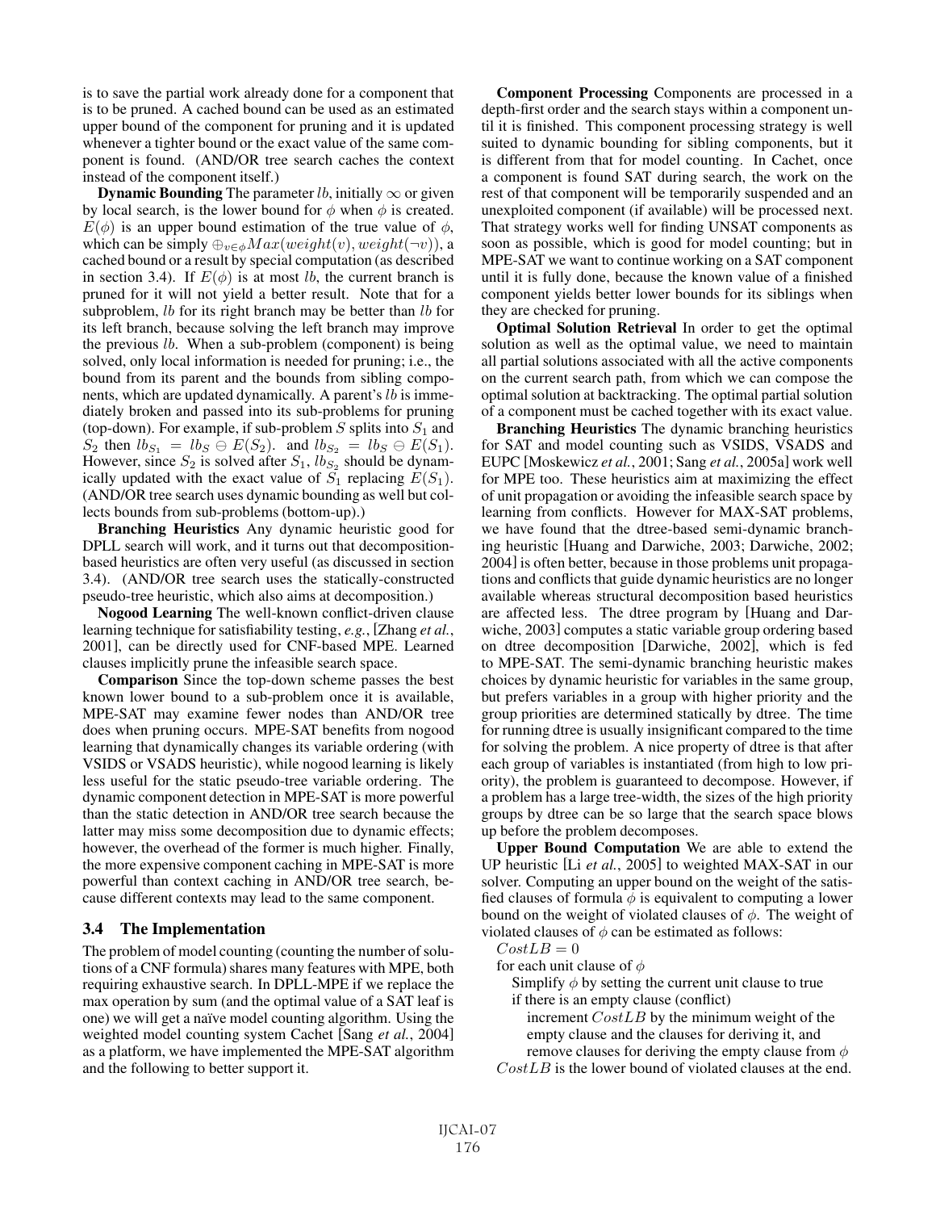is to save the partial work already done for a component that is to be pruned. A cached bound can be used as an estimated upper bound of the component for pruning and it is updated whenever a tighter bound or the exact value of the same component is found. (AND/OR tree search caches the context instead of the component itself.)

**Dynamic Bounding** The parameter $lb$, initially $\infty$ or given by local search, is the lower bound for $\phi$ when $\phi$ is created. $E(\phi)$ is an upper bound estimation of the true value of $\phi$, which can be simply $\oplus_{v \in \phi} Max(weight(v), weight(\neg v))$, a cached bound or a result by special computation (as described in section 3.4). If $E(\phi)$ is at most $lb$, the current branch is pruned for it will not yield a better result. Note that for a subproblem, $lb$ for its right branch may be better than $lb$ for its left branch, because solving the left branch may improve the previous $lb$. When a sub-problem (component) is being solved, only local information is needed for pruning; i.e., the bound from its parent and the bounds from sibling components, which are updated dynamically. A parent's $lb$ is immediately broken and passed into its sub-problems for pruning (top-down). For example, if sub-problem $S$ splits into $S_1$ and $S_2$ then $lb_{S_1} = lb_S \ominus E(S_2)$. and $lb_{S_2} = lb_S \ominus E(S_1)$. However, since $S_2$ is solved after $S_1$, $lb_{S_2}$ should be dynamically updated with the exact value of $S_1$ replacing $E(S_1)$. (AND/OR tree search uses dynamic bounding as well but collects bounds from sub-problems (bottom-up).)

**Branching Heuristics** Any dynamic heuristic good for DPLL search will work, and it turns out that decomposition-based heuristics are often very useful (as discussed in section 3.4). (AND/OR tree search uses the statically-constructed pseudo-tree heuristic, which also aims at decomposition.)

**Nogood Learning** The well-known conflict-driven clause learning technique for satisfiability testing, *e.g.*, [Zhang *et al.*, 2001], can be directly used for CNF-based MPE. Learned clauses implicitly prune the infeasible search space.

**Comparison** Since the top-down scheme passes the best known lower bound to a sub-problem once it is available, MPE-SAT may examine fewer nodes than AND/OR tree does when pruning occurs. MPE-SAT benefits from nogood learning that dynamically changes its variable ordering (with VSIDS or VSADS heuristic), while nogood learning is likely less useful for the static pseudo-tree variable ordering. The dynamic component detection in MPE-SAT is more powerful than the static detection in AND/OR tree search because the latter may miss some decomposition due to dynamic effects; however, the overhead of the former is much higher. Finally, the more expensive component caching in MPE-SAT is more powerful than context caching in AND/OR tree search, because different contexts may lead to the same component.

### 3.4 The Implementation

The problem of model counting (counting the number of solutions of a CNF formula) shares many features with MPE, both requiring exhaustive search. In DPLL-MPE if we replace the max operation by sum (and the optimal value of a SAT leaf is one) we will get a naïve model counting algorithm. Using the weighted model counting system Cachet [Sang *et al.*, 2004] as a platform, we have implemented the MPE-SAT algorithm and the following to better support it.

**Component Processing** Components are processed in a depth-first order and the search stays within a component until it is finished. This component processing strategy is well suited to dynamic bounding for sibling components, but it is different from that for model counting. In Cachet, once a component is found SAT during search, the work on the rest of that component will be temporarily suspended and an unexploited component (if available) will be processed next. That strategy works well for finding UNSAT components as soon as possible, which is good for model counting; but in MPE-SAT we want to continue working on a SAT component until it is fully done, because the known value of a finished component yields better lower bounds for its siblings when they are checked for pruning.

**Optimal Solution Retrieval** In order to get the optimal solution as well as the optimal value, we need to maintain all partial solutions associated with all the active components on the current search path, from which we can compose the optimal solution at backtracking. The optimal partial solution of a component must be cached together with its exact value.

**Branching Heuristics** The dynamic branching heuristics for SAT and model counting such as VSIDS, VSADS and EUPC [Moskewicz *et al.*, 2001; Sang *et al.*, 2005a] work well for MPE too. These heuristics aim at maximizing the effect of unit propagation or avoiding the infeasible search space by learning from conflicts. However for MAX-SAT problems, we have found that the dtree-based semi-dynamic branching heuristic [Huang and Darwiche, 2003; Darwiche, 2002; 2004] is often better, because in those problems unit propagations and conflicts that guide dynamic heuristics are no longer available whereas structural decomposition based heuristics are affected less. The dtree program by [Huang and Darwiche, 2003] computes a static variable group ordering based on dtree decomposition [Darwiche, 2002], which is fed to MPE-SAT. The semi-dynamic branching heuristic makes choices by dynamic heuristic for variables in the same group, but prefers variables in a group with higher priority and the group priorities are determined statically by dtree. The time for running dtree is usually insignificant compared to the time for solving the problem. A nice property of dtree is that after each group of variables is instantiated (from high to low priority), the problem is guaranteed to decompose. However, if a problem has a large tree-width, the sizes of the high priority groups by dtree can be so large that the search space blows up before the problem decomposes.

**Upper Bound Computation** We are able to extend the UP heuristic [Li *et al.*, 2005] to weighted MAX-SAT in our solver. Computing an upper bound on the weight of the satisfied clauses of formula $\phi$ is equivalent to computing a lower bound on the weight of violated clauses of $\phi$. The weight of violated clauses of $\phi$ can be estimated as follows:

```
CostLB = 0
for each unit clause of φ
   Simplify φ by setting the current unit clause to true
   if there is an empty clause (conflict)
      increment CostLB by the minimum weight of the
      empty clause and the clauses for deriving it, and
      remove clauses for deriving the empty clause from φ
CostLB is the lower bound of violated clauses at the end.
```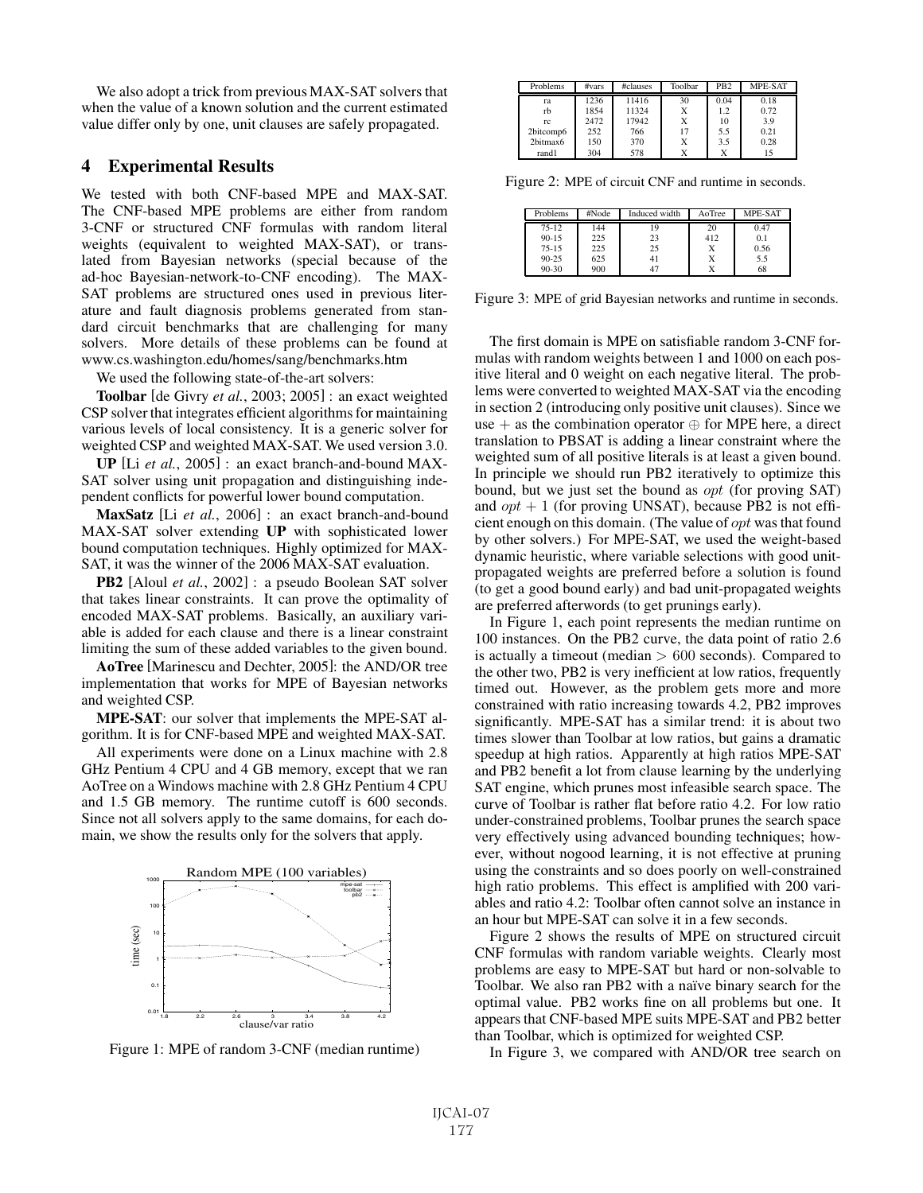We also adopt a trick from previous MAX-SAT solvers that when the value of a known solution and the current estimated value differ only by one, unit clauses are safely propagated.

## 4 Experimental Results

We tested with both CNF-based MPE and MAX-SAT. The CNF-based MPE problems are either from random 3-CNF or structured CNF formulas with random literal weights (equivalent to weighted MAX-SAT), or translated from Bayesian networks (special because of the ad-hoc Bayesian-network-to-CNF encoding). The MAX-SAT problems are structured ones used in previous literature and fault diagnosis problems generated from standard circuit benchmarks that are challenging for many solvers. More details of these problems can be found at www.cs.washington.edu/homes/sang/benchmarks.htm

We used the following state-of-the-art solvers:

**Toolbar** [de Givry *et al.*, 2003; 2005] : an exact weighted CSP solver that integrates efficient algorithms for maintaining various levels of local consistency. It is a generic solver for weighted CSP and weighted MAX-SAT. We used version 3.0.

**UP** [Li *et al.*, 2005] : an exact branch-and-bound MAX-SAT solver using unit propagation and distinguishing independent conflicts for powerful lower bound computation.

**MaxSatz** [Li *et al.*, 2006] : an exact branch-and-bound MAX-SAT solver extending **UP** with sophisticated lower bound computation techniques. Highly optimized for MAX-SAT, it was the winner of the 2006 MAX-SAT evaluation.

**PB2** [Aloul *et al.*, 2002] : a pseudo Boolean SAT solver that takes linear constraints. It can prove the optimality of encoded MAX-SAT problems. Basically, an auxiliary variable is added for each clause and there is a linear constraint limiting the sum of these added variables to the given bound.

**AoTree** [Marinescu and Dechter, 2005]: the AND/OR tree implementation that works for MPE of Bayesian networks and weighted CSP.

**MPE-SAT**: our solver that implements the MPE-SAT algorithm. It is for CNF-based MPE and weighted MAX-SAT.

All experiments were done on a Linux machine with 2.8 GHz Pentium 4 CPU and 4 GB memory, except that we ran AoTree on a Windows machine with 2.8 GHz Pentium 4 CPU and 1.5 GB memory. The runtime cutoff is 600 seconds. Since not all solvers apply to the same domains, for each domain, we show the results only for the solvers that apply.

Figure 1: MPE of random 3-CNF (median runtime)

| Problems | #vars | #clauses | Toolbar | PB2 | MPE-SAT |
|---|---|---|---|---|---|
| ra | 1236 | 11416 | 30 | 0.04 | 0.18 |
| rb | 1854 | 11324 | X | 1.2 | 0.72 |
| rc | 2472 | 17942 | X | 10 | 3.9 |
| 2bitcomp6 | 252 | 766 | 17 | 5.5 | 0.21 |
| 2bitmax6 | 150 | 370 | X | 3.5 | 0.28 |
| rand1 | 304 | 578 | X | X | 15 |

Figure 2: MPE of circuit CNF and runtime in seconds.

| Problems | #Node | Induced width | AoTree | MPE-SAT |
|---|---|---|---|---|
| 75-12 | 144 | 19 | 20 | 0.47 |
| 90-15 | 225 | 23 | 412 | 0.1 |
| 75-15 | 225 | 25 | X | 0.56 |
| 90-25 | 625 | 41 | X | 5.5 |
| 90-30 | 900 | 47 | X | 68 |

Figure 3: MPE of grid Bayesian networks and runtime in seconds.

The first domain is MPE on satisfiable random 3-CNF formulas with random weights between 1 and 1000 on each positive literal and 0 weight on each negative literal. The problems were converted to weighted MAX-SAT via the encoding in section 2 (introducing only positive unit clauses). Since we use $+$ as the combination operator $\oplus$ for MPE here, a direct translation to PBSAT is adding a linear constraint where the weighted sum of all positive literals is at least a given bound. In principle we should run PB2 iteratively to optimize this bound, but we just set the bound as $opt$ (for proving SAT) and $opt + 1$ (for proving UNSAT), because PB2 is not efficient enough on this domain. (The value of $opt$ was that found by other solvers.) For MPE-SAT, we used the weight-based dynamic heuristic, where variable selections with good unit-propagated weights are preferred before a solution is found (to get a good bound early) and bad unit-propagated weights are preferred afterwords (to get prunings early).

In Figure 1, each point represents the median runtime on 100 instances. On the PB2 curve, the data point of ratio 2.6 is actually a timeout (median $> 600$ seconds). Compared to the other two, PB2 is very inefficient at low ratios, frequently timed out. However, as the problem gets more and more constrained with ratio increasing towards 4.2, PB2 improves significantly. MPE-SAT has a similar trend: it is about two times slower than Toolbar at low ratios, but gains a dramatic speedup at high ratios. Apparently at high ratios MPE-SAT and PB2 benefit a lot from clause learning by the underlying SAT engine, which prunes most infeasible search space. The curve of Toolbar is rather flat before ratio 4.2. For low ratio under-constrained problems, Toolbar prunes the search space very effectively using advanced bounding techniques; however, without nogood learning, it is not effective at pruning using the constraints and so does poorly on well-constrained high ratio problems. This effect is amplified with 200 variables and ratio 4.2: Toolbar often cannot solve an instance in an hour but MPE-SAT can solve it in a few seconds.

Figure 2 shows the results of MPE on structured circuit CNF formulas with random variable weights. Clearly most problems are easy to MPE-SAT but hard or non-solvable to Toolbar. We also ran PB2 with a naïve binary search for the optimal value. PB2 works fine on all problems but one. It appears that CNF-based MPE suits MPE-SAT and PB2 better than Toolbar, which is optimized for weighted CSP.

In Figure 3, we compared with AND/OR tree search on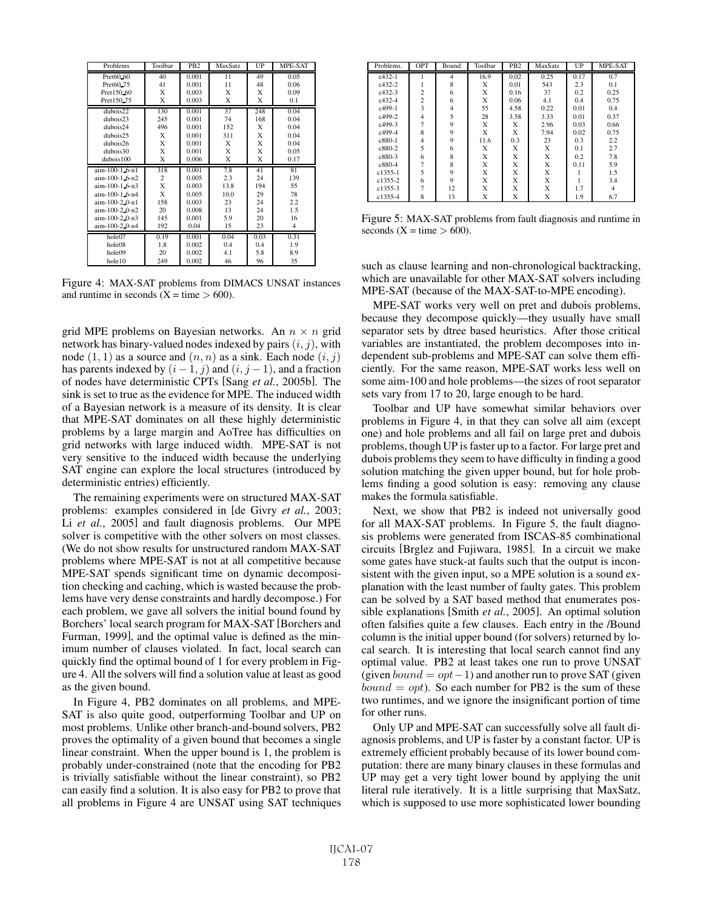| Problems | Toolbar | PB2 | MaxSatz | UP | MPE-SAT |
|---|---|---|---|---|---|
| Pret60_60 | 40 | 0.001 | 11 | 49 | 0.05 |
| Pret60_75 | 41 | 0.001 | 11 | 48 | 0.06 |
| Pret150_60 | X | 0.003 | X | X | 0.09 |
| Pret150_75 | X | 0.003 | X | X | 0.1 |
| dubois22 | 130 | 0.001 | 37 | 248 | 0.04 |
| dubois23 | 245 | 0.001 | 74 | 168 | 0.04 |
| dubois24 | 496 | 0.001 | 152 | X | 0.04 |
| dubois25 | X | 0.001 | 311 | X | 0.04 |
| dubois26 | X | 0.001 | X | X | 0.04 |
| dubois30 | X | 0.001 | X | X | 0.05 |
| dubois100 | X | 0.006 | X | X | 0.17 |
| aim-100-1_6-n1 | 318 | 0.001 | 7.8 | 41 | 81 |
| aim-100-1_6-n2 | 2 | 0.005 | 2.3 | 24 | 139 |
| aim-100-1_6-n3 | X | 0.003 | 13.8 | 194 | 55 |
| aim-100-1_6-n4 | X | 0.005 | 10.0 | 29 | 78 |
| aim-100-2_0-n1 | 158 | 0.003 | 23 | 24 | 2.2 |
| aim-100-2_0-n2 | 20 | 0.008 | 13 | 24 | 1.5 |
| aim-100-2_0-n3 | 145 | 0.001 | 5.9 | 20 | 16 |
| aim-100-2_0-n4 | 192 | 0.04 | 15 | 23 | 4 |
| hole07 | 0.19 | 0.001 | 0.04 | 0.03 | 0.31 |
| hole08 | 1.8 | 0.002 | 0.4 | 0.4 | 1.9 |
| hole09 | 20 | 0.002 | 4.1 | 5.8 | 8.9 |
| hole10 | 249 | 0.002 | 46 | 96 | 35 |

Figure 4: MAX-SAT problems from DIMACS UNSAT instances and runtime in seconds (X = time > 600).

grid MPE problems on Bayesian networks. An $n \times n$ grid network has binary-valued nodes indexed by pairs $(i, j)$, with node $(1, 1)$ as a source and $(n, n)$ as a sink. Each node $(i, j)$ has parents indexed by $(i - 1, j)$ and $(i, j - 1)$, and a fraction of nodes have deterministic CPTs [Sang *et al.*, 2005b]. The sink is set to true as the evidence for MPE. The induced width of a Bayesian network is a measure of its density. It is clear that MPE-SAT dominates on all these highly deterministic problems by a large margin and AoTree has difficulties on grid networks with large induced width. MPE-SAT is not very sensitive to the induced width because the underlying SAT engine can explore the local structures (introduced by deterministic entries) efficiently.

The remaining experiments were on structured MAX-SAT problems: examples considered in [de Givry *et al.*, 2003; Li *et al.*, 2005] and fault diagnosis problems. Our MPE solver is competitive with the other solvers on most classes. (We do not show results for unstructured random MAX-SAT problems where MPE-SAT is not at all competitive because MPE-SAT spends significant time on dynamic decomposition checking and caching, which is wasted because the problems have very dense constraints and hardly decompose.) For each problem, we gave all solvers the initial bound found by Borchers' local search program for MAX-SAT [Borchers and Furman, 1999], and the optimal value is defined as the minimum number of clauses violated. In fact, local search can quickly find the optimal bound of 1 for every problem in Figure 4. All the solvers will find a solution value at least as good as the given bound.

In Figure 4, PB2 dominates on all problems, and MPE-SAT is also quite good, outperforming Toolbar and UP on most problems. Unlike other branch-and-bound solvers, PB2 proves the optimality of a given bound that becomes a single linear constraint. When the upper bound is 1, the problem is probably under-constrained (note that the encoding for PB2 is trivially satisfiable without the linear constraint), so PB2 can easily find a solution. It is also easy for PB2 to prove that all problems in Figure 4 are UNSAT using SAT techniques

| Problems. | OPT | Bound | Toolbar | PB2 | MaxSatz | UP | MPE-SAT |
|---|---|---|---|---|---|---|---|
| c432-1 | 1 | 4 | 16.9 | 0.02 | 0.25 | 0.17 | 0.7 |
| c432-2 | 1 | 8 | X | 0.01 | 543 | 2.3 | 0.1 |
| c432-3 | 2 | 6 | X | 0.16 | 37 | 0.2 | 0.25 |
| c432-4 | 2 | 6 | X | 0.06 | 4.1 | 0.4 | 0.75 |
| c499-1 | 3 | 4 | 55 | 4.58 | 0.22 | 0.01 | 0.4 |
| c499-2 | 4 | 5 | 28 | 3.58 | 3.33 | 0.01 | 0.37 |
| c499-3 | 7 | 9 | X | X | 2.96 | 0.03 | 0.66 |
| c499-4 | 8 | 9 | X | X | 7.94 | 0.02 | 0.75 |
| c880-1 | 4 | 9 | 11.6 | 0.3 | 23 | 0.3 | 2.2 |
| c880-2 | 5 | 6 | X | X | X | 0.1 | 2.7 |
| c880-3 | 6 | 8 | X | X | X | 0.2 | 7.8 |
| c880-4 | 7 | 8 | X | X | X | 0.11 | 5.9 |
| c1355-1 | 5 | 9 | X | X | X | 1 | 1.5 |
| c1355-2 | 6 | 9 | X | X | X | 1 | 3.4 |
| c1355-3 | 7 | 12 | X | X | X | 1.7 | 4 |
| c1355-4 | 8 | 13 | X | X | X | 1.9 | 6.7 |

Figure 5: MAX-SAT problems from fault diagnosis and runtime in seconds (X = time > 600).

such as clause learning and non-chronological backtracking, which are unavailable for other MAX-SAT solvers including MPE-SAT (because of the MAX-SAT-to-MPE encoding).

MPE-SAT works very well on pret and dubois problems, because they decompose quickly—they usually have small separator sets by dtree based heuristics. After those critical variables are instantiated, the problem decomposes into independent sub-problems and MPE-SAT can solve them efficiently. For the same reason, MPE-SAT works less well on some aim-100 and hole problems—the sizes of root separator sets vary from 17 to 20, large enough to be hard.

Toolbar and UP have somewhat similar behaviors over problems in Figure 4, in that they can solve all aim (except one) and hole problems and all fail on large pret and dubois problems, though UP is faster up to a factor. For large pret and dubois problems they seem to have difficulty in finding a good solution matching the given upper bound, but for hole problems finding a good solution is easy: removing any clause makes the formula satisfiable.

Next, we show that PB2 is indeed not universally good for all MAX-SAT problems. In Figure 5, the fault diagnosis problems were generated from ISCAS-85 combinational circuits [Brglez and Fujiwara, 1985]. In a circuit we make some gates have stuck-at faults such that the output is inconsistent with the given input, so a MPE solution is a sound explanation with the least number of faulty gates. This problem can be solved by a SAT based method that enumerates possible explanations [Smith *et al.*, 2005]. An optimal solution often falsifies quite a few clauses. Each entry in the /Bound column is the initial upper bound (for solvers) returned by local search. It is interesting that local search cannot find any optimal value. PB2 at least takes one run to prove UNSAT (given $bound = opt - 1$) and another run to prove SAT (given $bound = opt$). So each number for PB2 is the sum of these two runtimes, and we ignore the insignificant portion of time for other runs.

Only UP and MPE-SAT can successfully solve all fault diagnosis problems, and UP is faster by a constant factor. UP is extremely efficient probably because of its lower bound computation: there are many binary clauses in these formulas and UP may get a very tight lower bound by applying the unit literal rule iteratively. It is a little surprising that MaxSatz, which is supposed to use more sophisticated lower bounding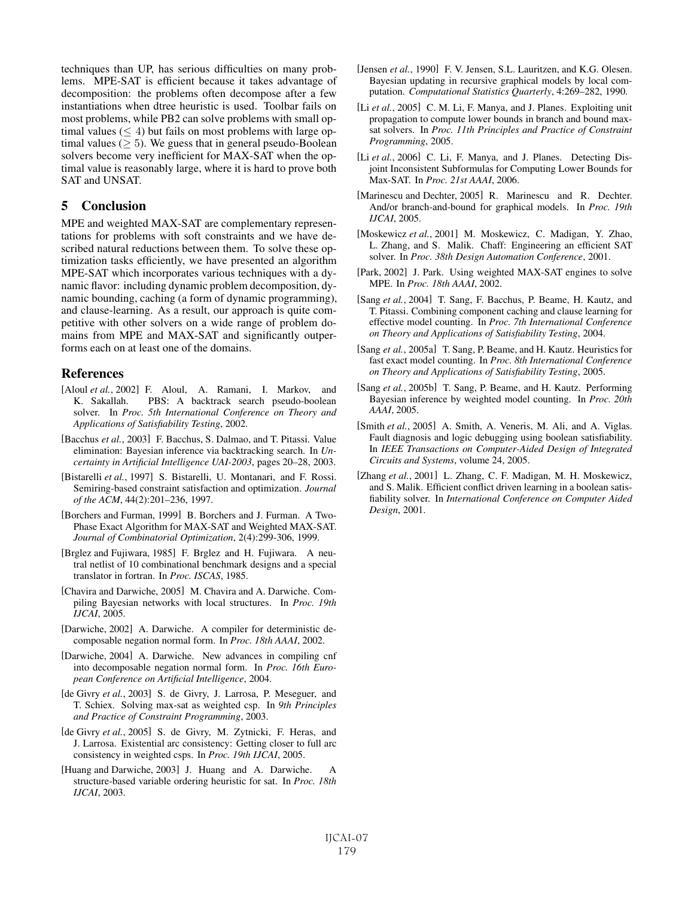techniques than UP, has serious difficulties on many problems. MPE-SAT is efficient because it takes advantage of decomposition: the problems often decompose after a few instantiations when dtree heuristic is used. Toolbar fails on most problems, while PB2 can solve problems with small optimal values ($\leq 4$) but fails on most problems with large optimal values ($\geq 5$). We guess that in general pseudo-Boolean solvers become very inefficient for MAX-SAT when the optimal value is reasonably large, where it is hard to prove both SAT and UNSAT.

## 5 Conclusion

MPE and weighted MAX-SAT are complementary representations for problems with soft constraints and we have described natural reductions between them. To solve these optimization tasks efficiently, we have presented an algorithm MPE-SAT which incorporates various techniques with a dynamic flavor: including dynamic problem decomposition, dynamic bounding, caching (a form of dynamic programming), and clause-learning. As a result, our approach is quite competitive with other solvers on a wide range of problem domains from MPE and MAX-SAT and significantly outperforms each on at least one of the domains.

## References

[Aloul *et al.*, 2002] F. Aloul, A. Ramani, I. Markov, and K. Sakallah. PBS: A backtrack search pseudo-boolean solver. In *Proc. 5th International Conference on Theory and Applications of Satisfiability Testing*, 2002.

[Bacchus *et al.*, 2003] F. Bacchus, S. Dalmao, and T. Pitassi. Value elimination: Bayesian inference via backtracking search. In *Uncertainty in Artificial Intelligence UAI-2003*, pages 20–28, 2003.

[Bistarelli *et al.*, 1997] S. Bistarelli, U. Montanari, and F. Rossi. Semiring-based constraint satisfaction and optimization. *Journal of the ACM*, 44(2):201–236, 1997.

[Borchers and Furman, 1999] B. Borchers and J. Furman. A Two-Phase Exact Algorithm for MAX-SAT and Weighted MAX-SAT. *Journal of Combinatorial Optimization*, 2(4):299-306, 1999.

[Brglez and Fujiwara, 1985] F. Brglez and H. Fujiwara. A neutral netlist of 10 combinational benchmark designs and a special translator in fortran. In *Proc. ISCAS*, 1985.

[Chavira and Darwiche, 2005] M. Chavira and A. Darwiche. Compiling Bayesian networks with local structures. In *Proc. 19th IJCAI*, 2005.

[Darwiche, 2002] A. Darwiche. A compiler for deterministic decomposable negation normal form. In *Proc. 18th AAAI*, 2002.

[Darwiche, 2004] A. Darwiche. New advances in compiling cnf into decomposable negation normal form. In *Proc. 16th European Conference on Artificial Intelligence*, 2004.

[de Givry *et al.*, 2003] S. de Givry, J. Larrosa, P. Meseguer, and T. Schiex. Solving max-sat as weighted csp. In *9th Principles and Practice of Constraint Programming*, 2003.

[de Givry *et al.*, 2005] S. de Givry, M. Zytnicki, F. Heras, and J. Larrosa. Existential arc consistency: Getting closer to full arc consistency in weighted csps. In *Proc. 19th IJCAI*, 2005.

[Huang and Darwiche, 2003] J. Huang and A. Darwiche. A structure-based variable ordering heuristic for sat. In *Proc. 18th IJCAI*, 2003.

[Jensen *et al.*, 1990] F. V. Jensen, S.L. Lauritzen, and K.G. Olesen. Bayesian updating in recursive graphical models by local computation. *Computational Statistics Quarterly*, 4:269–282, 1990.

[Li *et al.*, 2005] C. M. Li, F. Manya, and J. Planes. Exploiting unit propagation to compute lower bounds in branch and bound max-sat solvers. In *Proc. 11th Principles and Practice of Constraint Programming*, 2005.

[Li *et al.*, 2006] C. Li, F. Manya, and J. Planes. Detecting Disjoint Inconsistent Subformulas for Computing Lower Bounds for Max-SAT. In *Proc. 21st AAAI*, 2006.

[Marinescu and Dechter, 2005] R. Marinescu and R. Dechter. And/or branch-and-bound for graphical models. In *Proc. 19th IJCAI*, 2005.

[Moskewicz *et al.*, 2001] M. Moskewicz, C. Madigan, Y. Zhao, L. Zhang, and S. Malik. Chaff: Engineering an efficient SAT solver. In *Proc. 38th Design Automation Conference*, 2001.

[Park, 2002] J. Park. Using weighted MAX-SAT engines to solve MPE. In *Proc. 18th AAAI*, 2002.

[Sang *et al.*, 2004] T. Sang, F. Bacchus, P. Beame, H. Kautz, and T. Pitassi. Combining component caching and clause learning for effective model counting. In *Proc. 7th International Conference on Theory and Applications of Satisfiability Testing*, 2004.

[Sang *et al.*, 2005a] T. Sang, P. Beame, and H. Kautz. Heuristics for fast exact model counting. In *Proc. 8th International Conference on Theory and Applications of Satisfiability Testing*, 2005.

[Sang *et al.*, 2005b] T. Sang, P. Beame, and H. Kautz. Performing Bayesian inference by weighted model counting. In *Proc. 20th AAAI*, 2005.

[Smith *et al.*, 2005] A. Smith, A. Veneris, M. Ali, and A. Viglas. Fault diagnosis and logic debugging using boolean satisfiability. In *IEEE Transactions on Computer-Aided Design of Integrated Circuits and Systems*, volume 24, 2005.

[Zhang *et al.*, 2001] L. Zhang, C. F. Madigan, M. H. Moskewicz, and S. Malik. Efficient conflict driven learning in a boolean satisfiability solver. In *International Conference on Computer Aided Design*, 2001.